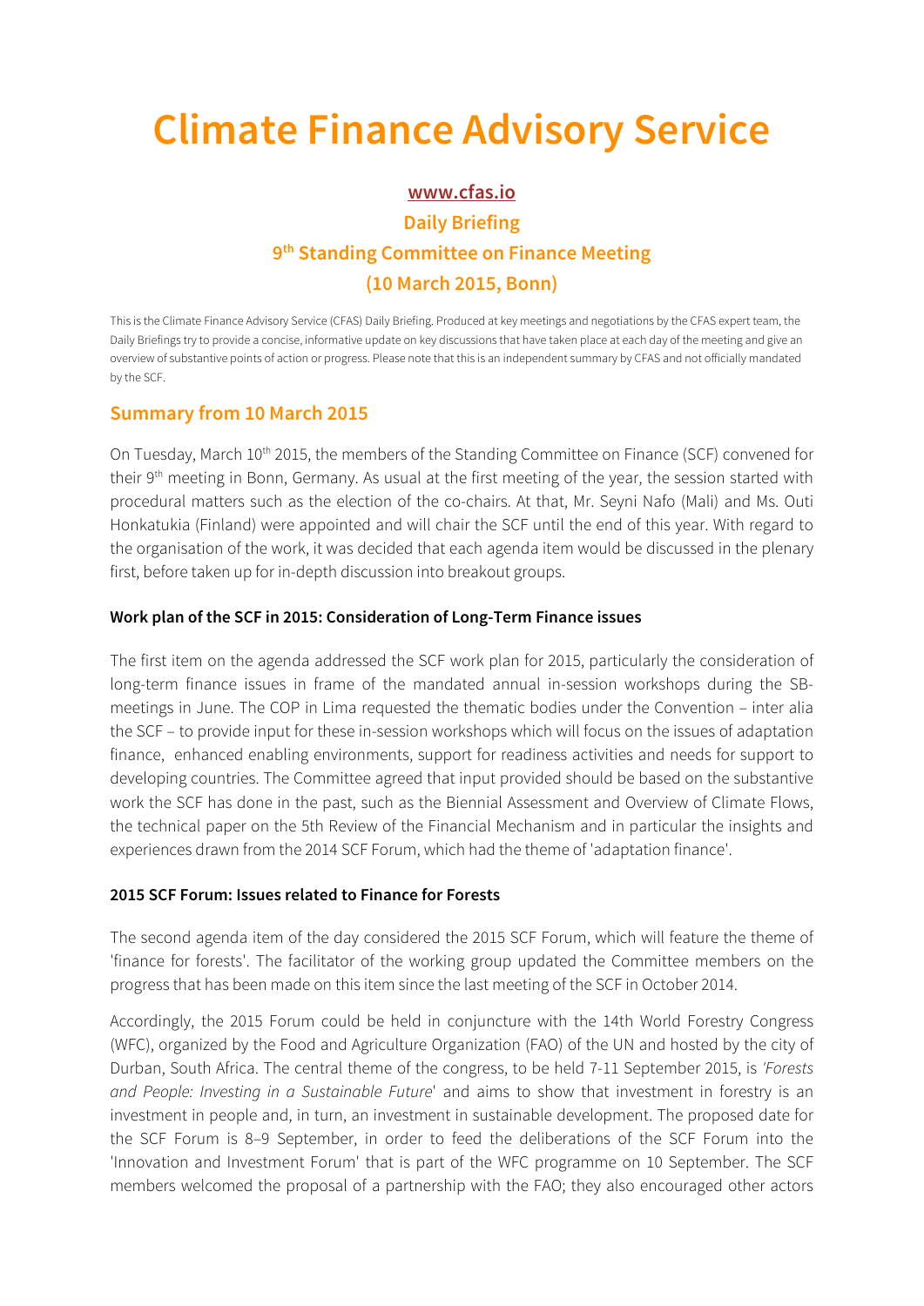# Climate Finance Advisory Service

**www.cfas.io**

**Daily Briefing**

**9th Standing Committee on Finance Meeting**

**(10 March 2015, Bonn)**

This is the Climate Finance Advisory Service (CFAS) Daily Briefing. Produced at key meetings and negotiations by the CFAS expert team, the Daily Briefings try to provide a concise, informative update on key discussions that have taken place at each day of the meeting and give an overview of substantive points of action or progress. Please note that this is an independent summary by CFAS and not officially mandated by the SCF.

## Summary from 10 March 2015

On Tuesday, March 10th 2015, the members of the Standing Committee on Finance (SCF) convened for their 9th meeting in Bonn, Germany. As usual at the first meeting of the year, the session started with procedural matters such as the election of the co-chairs. At that, Mr. Seyni Nafo (Mali) and Ms. Outi Honkatukia (Finland) were appointed and will chair the SCF until the end of this year. With regard to the organisation of the work, it was decided that each agenda item would be discussed in the plenary first, before taken up for in-depth discussion into breakout groups.

### Work plan of the SCF in 2015: Consideration of Long-Term Finance issues

The first item on the agenda addressed the SCF work plan for 2015, particularly the consideration of long-term finance issues in frame of the mandated annual in-session workshops during the SB-meetings in June. The COP in Lima requested the thematic bodies under the Convention – inter alia the SCF – to provide input for these in-session workshops which will focus on the issues of adaptation finance, enhanced enabling environments, support for readiness activities and needs for support to developing countries. The Committee agreed that input provided should be based on the substantive work the SCF has done in the past, such as the Biennial Assessment and Overview of Climate Flows, the technical paper on the 5th Review of the Financial Mechanism and in particular the insights and experiences drawn from the 2014 SCF Forum, which had the theme of 'adaptation finance'.

### 2015 SCF Forum: Issues related to Finance for Forests

The second agenda item of the day considered the 2015 SCF Forum, which will feature the theme of 'finance for forests'. The facilitator of the working group updated the Committee members on the progress that has been made on this item since the last meeting of the SCF in October 2014.

Accordingly, the 2015 Forum could be held in conjuncture with the 14th World Forestry Congress (WFC), organized by the Food and Agriculture Organization (FAO) of the UN and hosted by the city of Durban, South Africa. The central theme of the congress, to be held 7-11 September 2015, is *'Forests and People: Investing in a Sustainable Future*' and aims to show that investment in forestry is an investment in people and, in turn, an investment in sustainable development. The proposed date for the SCF Forum is 8–9 September, in order to feed the deliberations of the SCF Forum into the 'Innovation and Investment Forum' that is part of the WFC programme on 10 September. The SCF members welcomed the proposal of a partnership with the FAO; they also encouraged other actors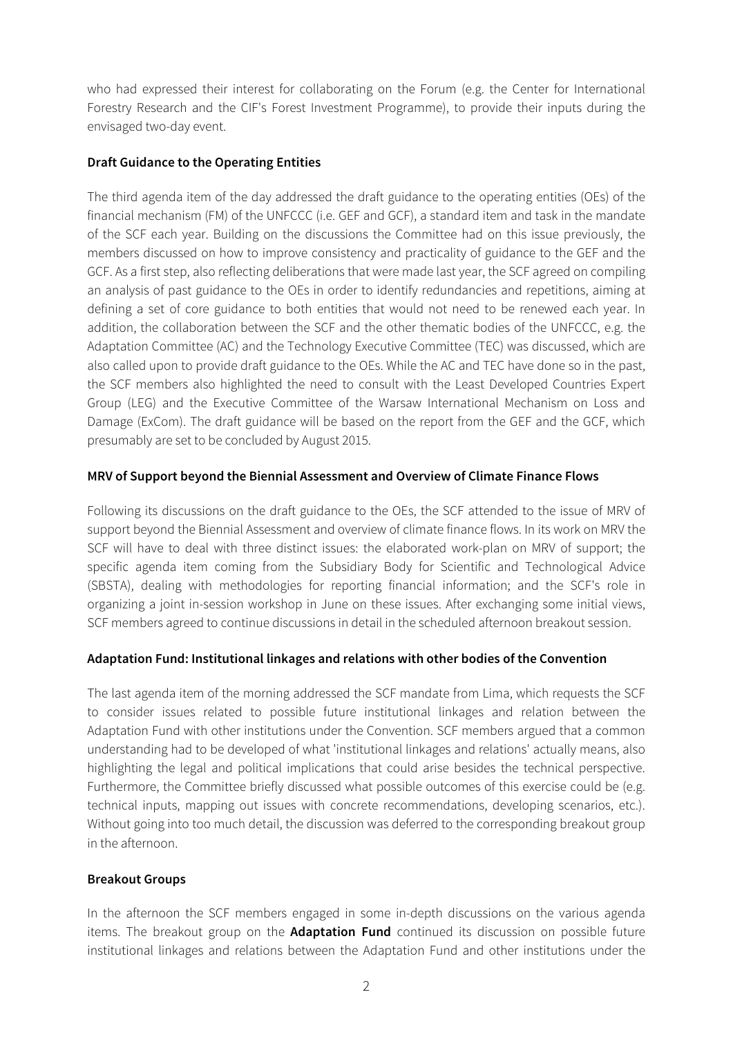who had expressed their interest for collaborating on the Forum (e.g. the Center for International Forestry Research and the CIF's Forest Investment Programme), to provide their inputs during the envisaged two-day event.

**Draft Guidance to the Operating Entities**

The third agenda item of the day addressed the draft guidance to the operating entities (OEs) of the financial mechanism (FM) of the UNFCCC (i.e. GEF and GCF), a standard item and task in the mandate of the SCF each year. Building on the discussions the Committee had on this issue previously, the members discussed on how to improve consistency and practicality of guidance to the GEF and the GCF. As a first step, also reflecting deliberations that were made last year, the SCF agreed on compiling an analysis of past guidance to the OEs in order to identify redundancies and repetitions, aiming at defining a set of core guidance to both entities that would not need to be renewed each year. In addition, the collaboration between the SCF and the other thematic bodies of the UNFCCC, e.g. the Adaptation Committee (AC) and the Technology Executive Committee (TEC) was discussed, which are also called upon to provide draft guidance to the OEs. While the AC and TEC have done so in the past, the SCF members also highlighted the need to consult with the Least Developed Countries Expert Group (LEG) and the Executive Committee of the Warsaw International Mechanism on Loss and Damage (ExCom). The draft guidance will be based on the report from the GEF and the GCF, which presumably are set to be concluded by August 2015.

**MRV of Support beyond the Biennial Assessment and Overview of Climate Finance Flows**

Following its discussions on the draft guidance to the OEs, the SCF attended to the issue of MRV of support beyond the Biennial Assessment and overview of climate finance flows. In its work on MRV the SCF will have to deal with three distinct issues: the elaborated work-plan on MRV of support; the specific agenda item coming from the Subsidiary Body for Scientific and Technological Advice (SBSTA), dealing with methodologies for reporting financial information; and the SCF's role in organizing a joint in-session workshop in June on these issues. After exchanging some initial views, SCF members agreed to continue discussions in detail in the scheduled afternoon breakout session.

**Adaptation Fund: Institutional linkages and relations with other bodies of the Convention**

The last agenda item of the morning addressed the SCF mandate from Lima, which requests the SCF to consider issues related to possible future institutional linkages and relation between the Adaptation Fund with other institutions under the Convention. SCF members argued that a common understanding had to be developed of what 'institutional linkages and relations' actually means, also highlighting the legal and political implications that could arise besides the technical perspective. Furthermore, the Committee briefly discussed what possible outcomes of this exercise could be (e.g. technical inputs, mapping out issues with concrete recommendations, developing scenarios, etc.). Without going into too much detail, the discussion was deferred to the corresponding breakout group in the afternoon.

**Breakout Groups**

In the afternoon the SCF members engaged in some in-depth discussions on the various agenda items. The breakout group on the **Adaptation Fund** continued its discussion on possible future institutional linkages and relations between the Adaptation Fund and other institutions under the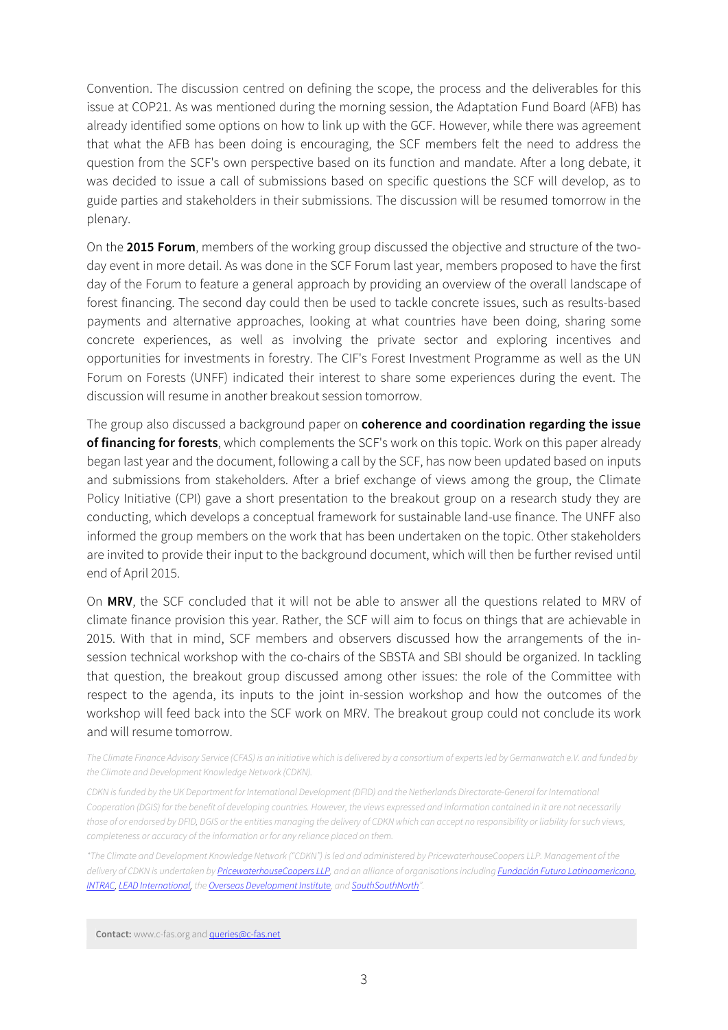Convention. The discussion centred on defining the scope, the process and the deliverables for this issue at COP21. As was mentioned during the morning session, the Adaptation Fund Board (AFB) has already identified some options on how to link up with the GCF. However, while there was agreement that what the AFB has been doing is encouraging, the SCF members felt the need to address the question from the SCF's own perspective based on its function and mandate. After a long debate, it was decided to issue a call of submissions based on specific questions the SCF will develop, as to guide parties and stakeholders in their submissions. The discussion will be resumed tomorrow in the plenary.

On the **2015 Forum**, members of the working group discussed the objective and structure of the two-day event in more detail. As was done in the SCF Forum last year, members proposed to have the first day of the Forum to feature a general approach by providing an overview of the overall landscape of forest financing. The second day could then be used to tackle concrete issues, such as results-based payments and alternative approaches, looking at what countries have been doing, sharing some concrete experiences, as well as involving the private sector and exploring incentives and opportunities for investments in forestry. The CIF's Forest Investment Programme as well as the UN Forum on Forests (UNFF) indicated their interest to share some experiences during the event. The discussion will resume in another breakout session tomorrow.

The group also discussed a background paper on **coherence and coordination regarding the issue of financing for forests**, which complements the SCF's work on this topic. Work on this paper already began last year and the document, following a call by the SCF, has now been updated based on inputs and submissions from stakeholders. After a brief exchange of views among the group, the Climate Policy Initiative (CPI) gave a short presentation to the breakout group on a research study they are conducting, which develops a conceptual framework for sustainable land-use finance. The UNFF also informed the group members on the work that has been undertaken on the topic. Other stakeholders are invited to provide their input to the background document, which will then be further revised until end of April 2015.

On **MRV**, the SCF concluded that it will not be able to answer all the questions related to MRV of climate finance provision this year. Rather, the SCF will aim to focus on things that are achievable in 2015. With that in mind, SCF members and observers discussed how the arrangements of the in-session technical workshop with the co-chairs of the SBSTA and SBI should be organized. In tackling that question, the breakout group discussed among other issues: the role of the Committee with respect to the agenda, its inputs to the joint in-session workshop and how the outcomes of the workshop will feed back into the SCF work on MRV. The breakout group could not conclude its work and will resume tomorrow.

*The Climate Finance Advisory Service (CFAS) is an initiative which is delivered by a consortium of experts led by Germanwatch e.V. and funded by the Climate and Development Knowledge Network (CDKN).*

*CDKN is funded by the UK Department for International Development (DFID) and the Netherlands Directorate-General for International Cooperation (DGIS) for the benefit of developing countries. However, the views expressed and information contained in it are not necessarily those of or endorsed by DFID, DGIS or the entities managing the delivery of CDKN which can accept no responsibility or liability for such views, completeness or accuracy of the information or for any reliance placed on them.*

*"The Climate and Development Knowledge Network ("CDKN") is led and administered by PricewaterhouseCoopers LLP. Management of the delivery of CDKN is undertaken by PricewaterhouseCoopers LLP, and an alliance of organisations including Fundación Futuro Latinoamericano, INTRAC, LEAD International, the Overseas Development Institute, and SouthSouthNorth".*

**Contact:** www.c-fas.org and queries@c-fas.net